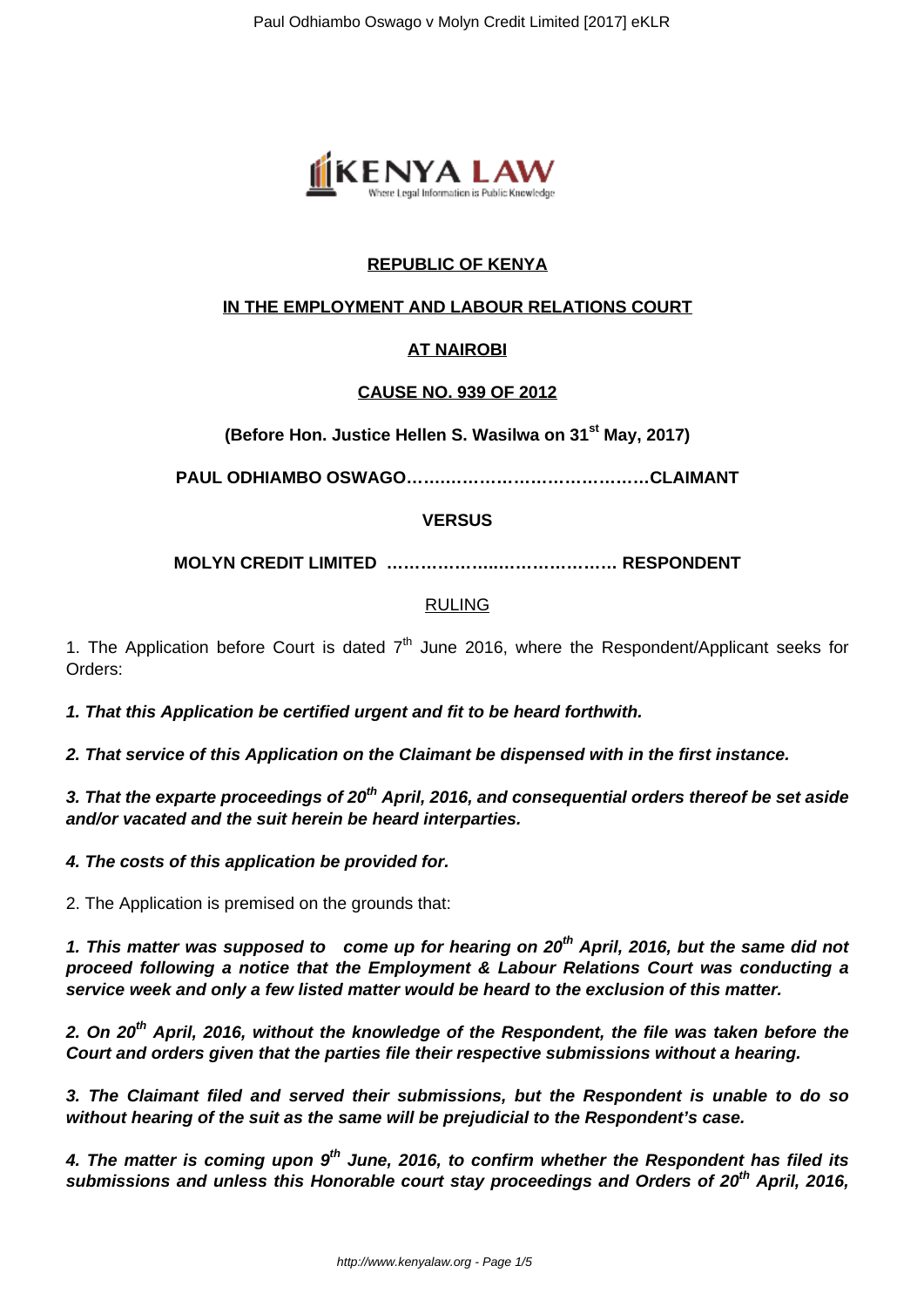**REPUBLIC OF KENYA**

**IN THE EMPLOYMENT AND LABOUR RELATIONS COURT**

**AT NAIROBI**

**CAUSE NO. 939 OF 2012**

**(Before Hon. Justice Hellen S. Wasilwa on 31st May, 2017)**

**PAUL ODHIAMBO OSWAGO…………………………………….CLAIMANT**

**VERSUS**

**MOLYN CREDIT LIMITED …………………..………………. RESPONDENT**

RULING

1. The Application before Court is dated 7th June 2016, where the Respondent/Applicant seeks for Orders:

***1. That this Application be certified urgent and fit to be heard forthwith.***

***2. That service of this Application on the Claimant be dispensed with in the first instance.***

***3. That the exparte proceedings of 20th April, 2016, and consequential orders thereof be set aside and/or vacated and the suit herein be heard interparties.***

***4. The costs of this application be provided for.***

2. The Application is premised on the grounds that:

***1. This matter was supposed to come up for hearing on 20th April, 2016, but the same did not proceed following a notice that the Employment & Labour Relations Court was conducting a service week and only a few listed matter would be heard to the exclusion of this matter.***

***2. On 20th April, 2016, without the knowledge of the Respondent, the file was taken before the Court and orders given that the parties file their respective submissions without a hearing.***

***3. The Claimant filed and served their submissions, but the Respondent is unable to do so without hearing of the suit as the same will be prejudicial to the Respondent's case.***

***4. The matter is coming upon 9th June, 2016, to confirm whether the Respondent has filed its submissions and unless this Honorable court stay proceedings and Orders of 20th April, 2016,***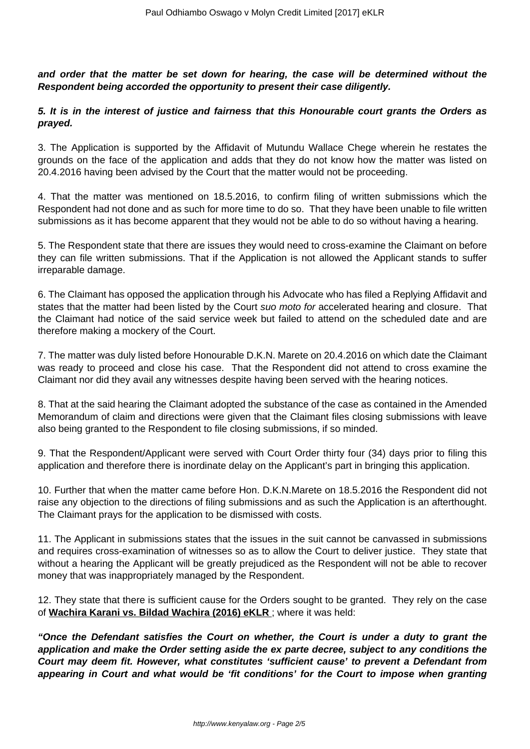**and order that the matter be set down for hearing, the case will be determined without the Respondent being accorded the opportunity to present their case diligently.**

**5. It is in the interest of justice and fairness that this Honourable court grants the Orders as prayed.**

3. The Application is supported by the Affidavit of Mutundu Wallace Chege wherein he restates the grounds on the face of the application and adds that they do not know how the matter was listed on 20.4.2016 having been advised by the Court that the matter would not be proceeding.

4. That the matter was mentioned on 18.5.2016, to confirm filing of written submissions which the Respondent had not done and as such for more time to do so. That they have been unable to file written submissions as it has become apparent that they would not be able to do so without having a hearing.

5. The Respondent state that there are issues they would need to cross-examine the Claimant on before they can file written submissions. That if the Application is not allowed the Applicant stands to suffer irreparable damage.

6. The Claimant has opposed the application through his Advocate who has filed a Replying Affidavit and states that the matter had been listed by the Court *suo moto for* accelerated hearing and closure. That the Claimant had notice of the said service week but failed to attend on the scheduled date and are therefore making a mockery of the Court.

7. The matter was duly listed before Honourable D.K.N. Marete on 20.4.2016 on which date the Claimant was ready to proceed and close his case. That the Respondent did not attend to cross examine the Claimant nor did they avail any witnesses despite having been served with the hearing notices.

8. That at the said hearing the Claimant adopted the substance of the case as contained in the Amended Memorandum of claim and directions were given that the Claimant files closing submissions with leave also being granted to the Respondent to file closing submissions, if so minded.

9. That the Respondent/Applicant were served with Court Order thirty four (34) days prior to filing this application and therefore there is inordinate delay on the Applicant's part in bringing this application.

10. Further that when the matter came before Hon. D.K.N.Marete on 18.5.2016 the Respondent did not raise any objection to the directions of filing submissions and as such the Application is an afterthought. The Claimant prays for the application to be dismissed with costs.

11. The Applicant in submissions states that the issues in the suit cannot be canvassed in submissions and requires cross-examination of witnesses so as to allow the Court to deliver justice. They state that without a hearing the Applicant will be greatly prejudiced as the Respondent will not be able to recover money that was inappropriately managed by the Respondent.

12. They state that there is sufficient cause for the Orders sought to be granted. They rely on the case of **Wachira Karani vs. Bildad Wachira (2016) eKLR** ; where it was held:

***"Once the Defendant satisfies the Court on whether, the Court is under a duty to grant the application and make the Order setting aside the ex parte decree, subject to any conditions the Court may deem fit. However, what constitutes 'sufficient cause' to prevent a Defendant from appearing in Court and what would be 'fit conditions' for the Court to impose when granting***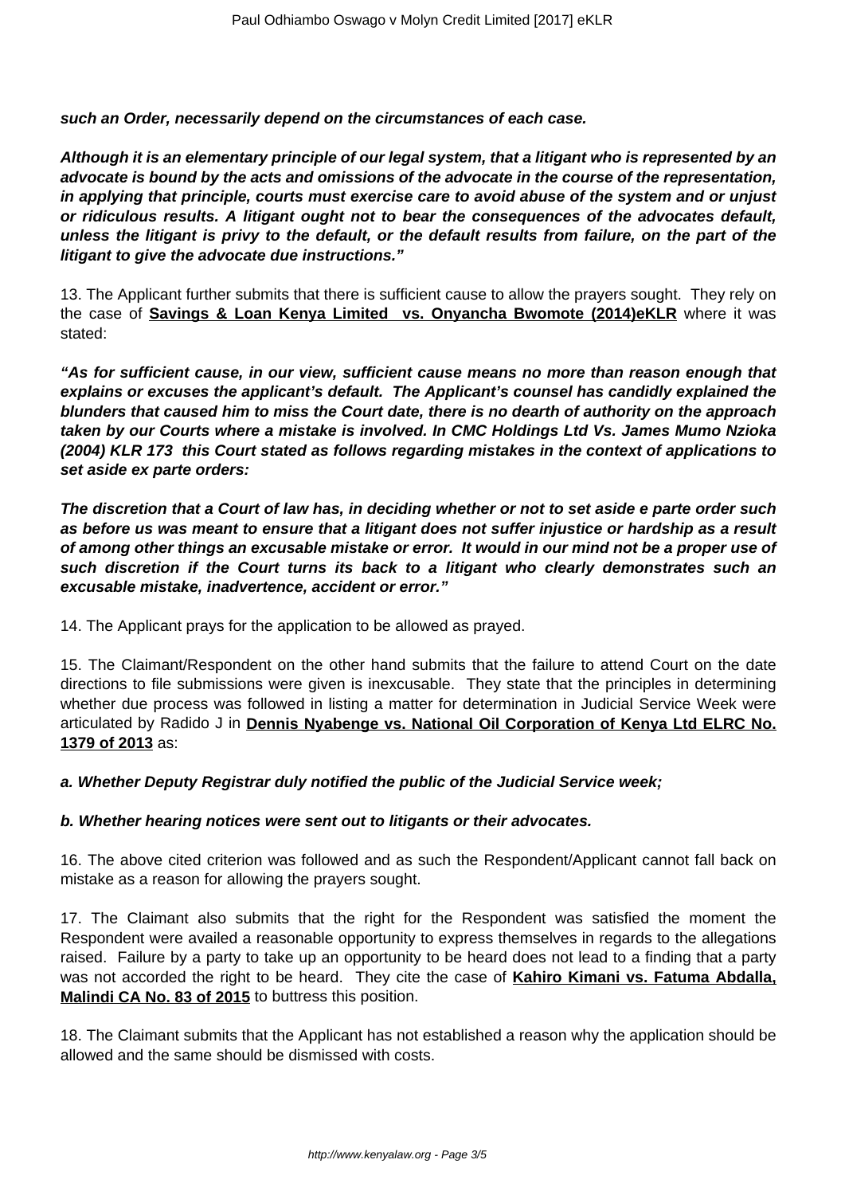***such an Order, necessarily depend on the circumstances of each case.***

***Although it is an elementary principle of our legal system, that a litigant who is represented by an advocate is bound by the acts and omissions of the advocate in the course of the representation, in applying that principle, courts must exercise care to avoid abuse of the system and or unjust or ridiculous results. A litigant ought not to bear the consequences of the advocates default, unless the litigant is privy to the default, or the default results from failure, on the part of the litigant to give the advocate due instructions."***

13. The Applicant further submits that there is sufficient cause to allow the prayers sought. They rely on the case of **Savings & Loan Kenya Limited vs. Onyancha Bwomote (2014)eKLR** where it was stated:

***"As for sufficient cause, in our view, sufficient cause means no more than reason enough that explains or excuses the applicant's default. The Applicant's counsel has candidly explained the blunders that caused him to miss the Court date, there is no dearth of authority on the approach taken by our Courts where a mistake is involved. In CMC Holdings Ltd Vs. James Mumo Nzioka (2004) KLR 173 this Court stated as follows regarding mistakes in the context of applications to set aside ex parte orders:***

***The discretion that a Court of law has, in deciding whether or not to set aside e parte order such as before us was meant to ensure that a litigant does not suffer injustice or hardship as a result of among other things an excusable mistake or error. It would in our mind not be a proper use of such discretion if the Court turns its back to a litigant who clearly demonstrates such an excusable mistake, inadvertence, accident or error."***

14. The Applicant prays for the application to be allowed as prayed.

15. The Claimant/Respondent on the other hand submits that the failure to attend Court on the date directions to file submissions were given is inexcusable. They state that the principles in determining whether due process was followed in listing a matter for determination in Judicial Service Week were articulated by Radido J in **Dennis Nyabenge vs. National Oil Corporation of Kenya Ltd ELRC No. 1379 of 2013** as:

***a. Whether Deputy Registrar duly notified the public of the Judicial Service week;***

***b. Whether hearing notices were sent out to litigants or their advocates.***

16. The above cited criterion was followed and as such the Respondent/Applicant cannot fall back on mistake as a reason for allowing the prayers sought.

17. The Claimant also submits that the right for the Respondent was satisfied the moment the Respondent were availed a reasonable opportunity to express themselves in regards to the allegations raised. Failure by a party to take up an opportunity to be heard does not lead to a finding that a party was not accorded the right to be heard. They cite the case of **Kahiro Kimani vs. Fatuma Abdalla, Malindi CA No. 83 of 2015** to buttress this position.

18. The Claimant submits that the Applicant has not established a reason why the application should be allowed and the same should be dismissed with costs.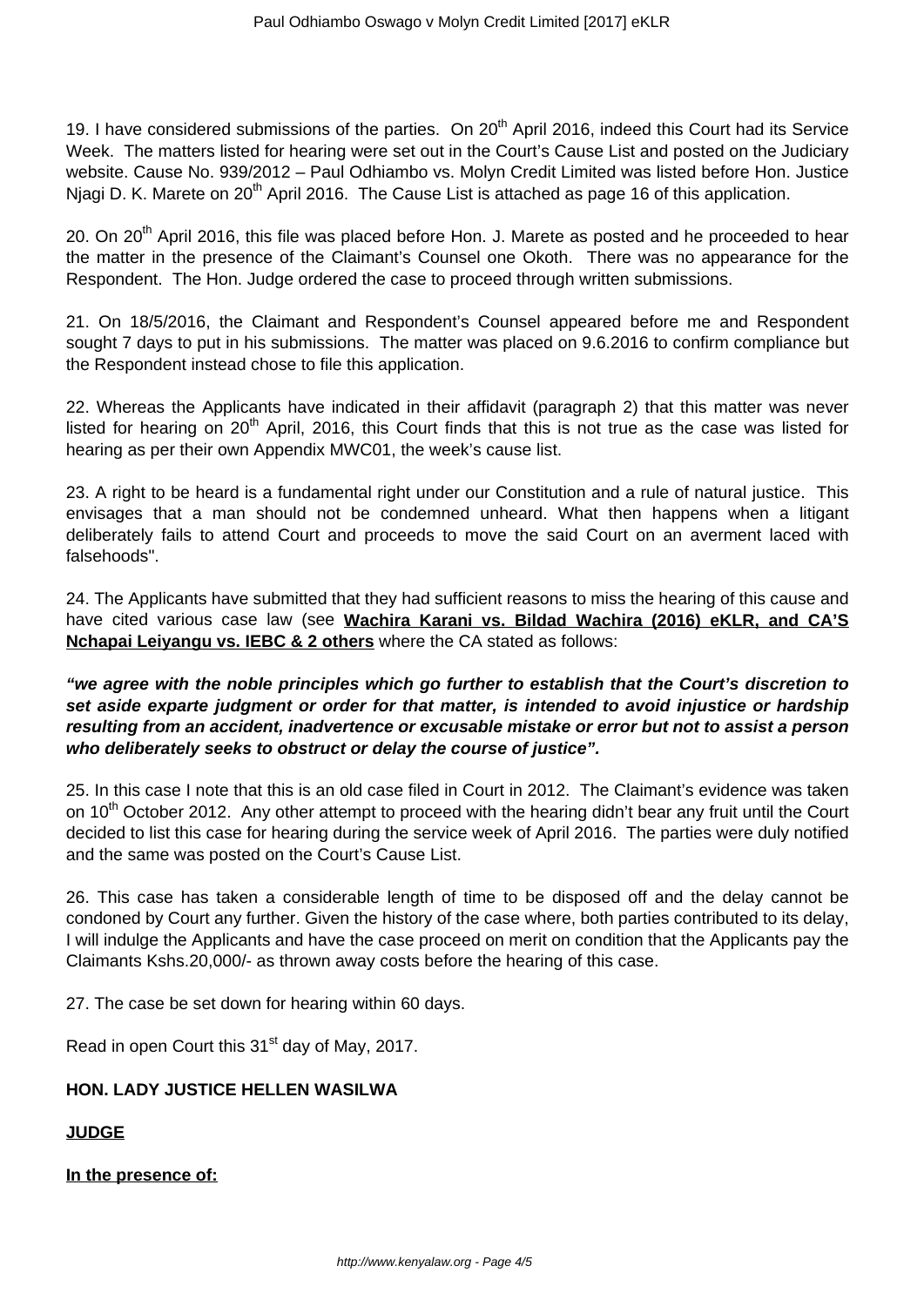19. I have considered submissions of the parties. On 20th April 2016, indeed this Court had its Service Week. The matters listed for hearing were set out in the Court's Cause List and posted on the Judiciary website. Cause No. 939/2012 – Paul Odhiambo vs. Molyn Credit Limited was listed before Hon. Justice Njagi D. K. Marete on 20th April 2016. The Cause List is attached as page 16 of this application.

20. On 20th April 2016, this file was placed before Hon. J. Marete as posted and he proceeded to hear the matter in the presence of the Claimant's Counsel one Okoth. There was no appearance for the Respondent. The Hon. Judge ordered the case to proceed through written submissions.

21. On 18/5/2016, the Claimant and Respondent's Counsel appeared before me and Respondent sought 7 days to put in his submissions. The matter was placed on 9.6.2016 to confirm compliance but the Respondent instead chose to file this application.

22. Whereas the Applicants have indicated in their affidavit (paragraph 2) that this matter was never listed for hearing on 20th April, 2016, this Court finds that this is not true as the case was listed for hearing as per their own Appendix MWC01, the week's cause list.

23. A right to be heard is a fundamental right under our Constitution and a rule of natural justice. This envisages that a man should not be condemned unheard. What then happens when a litigant deliberately fails to attend Court and proceeds to move the said Court on an averment laced with falsehoods".

24. The Applicants have submitted that they had sufficient reasons to miss the hearing of this cause and have cited various case law (see **Wachira Karani vs. Bildad Wachira (2016) eKLR, and CA'S Nchapai Leiyangu vs. IEBC & 2 others** where the CA stated as follows:

***"we agree with the noble principles which go further to establish that the Court's discretion to set aside exparte judgment or order for that matter, is intended to avoid injustice or hardship resulting from an accident, inadvertence or excusable mistake or error but not to assist a person who deliberately seeks to obstruct or delay the course of justice".***

25. In this case I note that this is an old case filed in Court in 2012. The Claimant's evidence was taken on 10th October 2012. Any other attempt to proceed with the hearing didn't bear any fruit until the Court decided to list this case for hearing during the service week of April 2016. The parties were duly notified and the same was posted on the Court's Cause List.

26. This case has taken a considerable length of time to be disposed off and the delay cannot be condoned by Court any further. Given the history of the case where, both parties contributed to its delay, I will indulge the Applicants and have the case proceed on merit on condition that the Applicants pay the Claimants Kshs.20,000/- as thrown away costs before the hearing of this case.

27. The case be set down for hearing within 60 days.

Read in open Court this 31st day of May, 2017.

**HON. LADY JUSTICE HELLEN WASILWA**

**JUDGE**

**In the presence of:**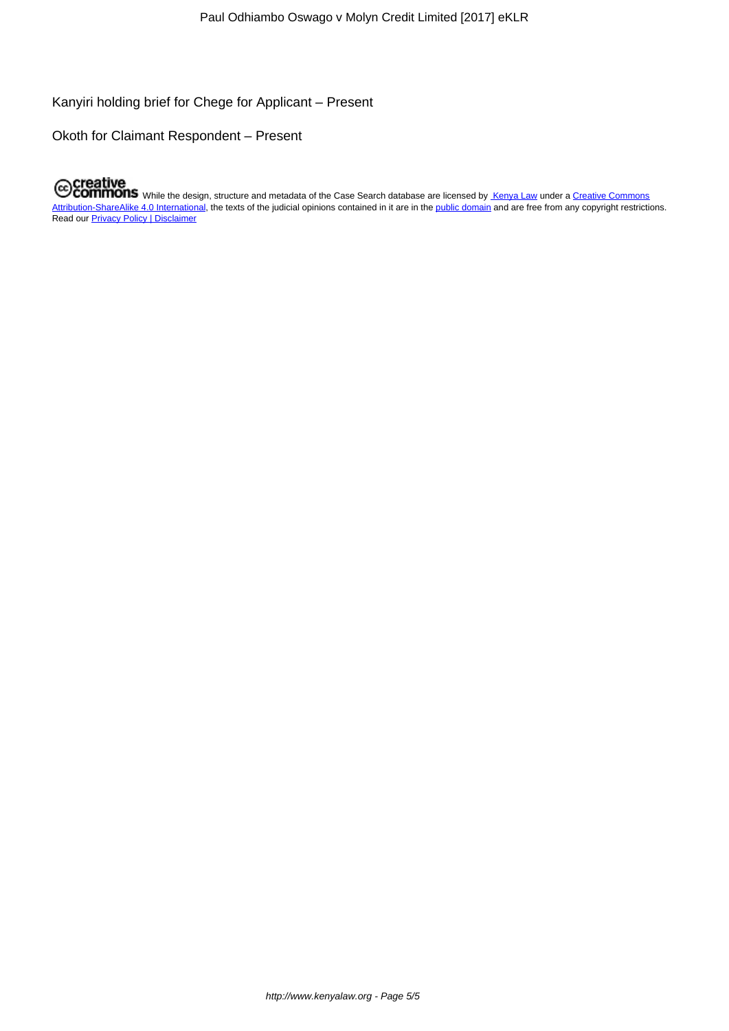Kanyiri holding brief for Chege for Applicant – Present

Okoth for Claimant Respondent – Present

creative commons While the design, structure and metadata of the Case Search database are licensed by Kenya Law under a Creative Commons Attribution-ShareAlike 4.0 International, the texts of the judicial opinions contained in it are in the public domain and are free from any copyright restrictions. Read our Privacy Policy | Disclaimer